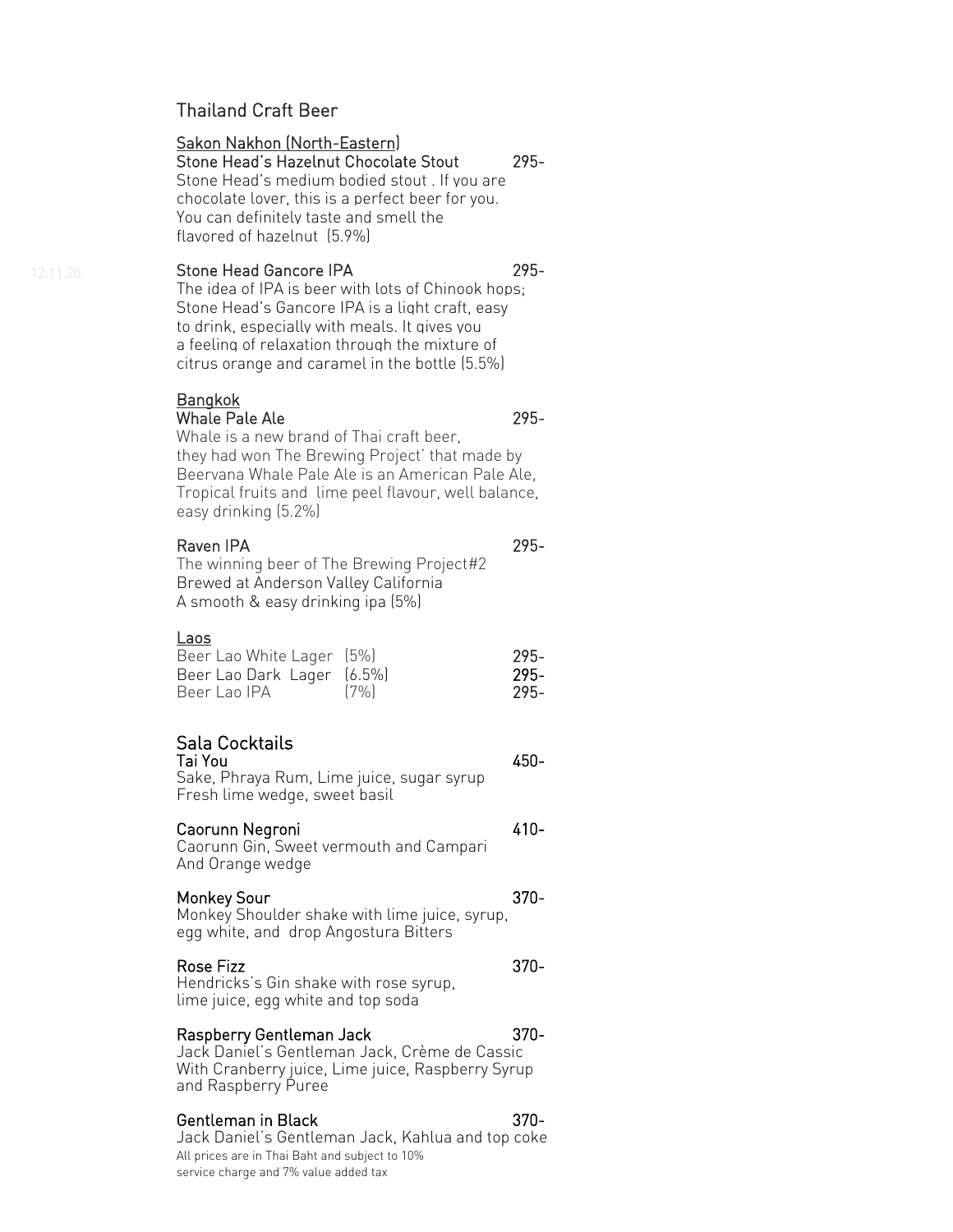# Thailand Craft Beer

## Sakon Nakhon (North-Eastern)

**Stone Head's Hazelnut Chocolate Stout** 295-
Stone Head's medium bodied stout . If you are chocolate lover, this is a perfect beer for you. You can definitely taste and smell the flavored of hazelnut (5.9%)

12.11.20

**Stone Head Gancore IPA** 295-
The idea of IPA is beer with lots of Chinook hops; Stone Head's Gancore IPA is a light craft, easy to drink, especially with meals. It gives you a feeling of relaxation through the mixture of citrus orange and caramel in the bottle (5.5%)

## Bangkok

**Whale Pale Ale** 295-
Whale is a new brand of Thai craft beer, they had won The Brewing Project' that made by Beervana Whale Pale Ale is an American Pale Ale, Tropical fruits and lime peel flavour, well balance, easy drinking (5.2%)

**Raven IPA** 295-
The winning beer of The Brewing Project#2
Brewed at Anderson Valley California
A smooth & easy drinking ipa (5%)

## Laos

| | | |
|---|---|---|
| Beer Lao White Lager | (5%) | 295- |
| Beer Lao Dark Lager | (6.5%) | 295- |
| Beer Lao IPA | (7%) | 295- |

# Sala Cocktails

**Tai You** 450-
Sake, Phraya Rum, Lime juice, sugar syrup
Fresh lime wedge, sweet basil

**Caorunn Negroni** 410-
Caorunn Gin, Sweet vermouth and Campari
And Orange wedge

**Monkey Sour** 370-
Monkey Shoulder shake with lime juice, syrup, egg white, and drop Angostura Bitters

**Rose Fizz** 370-
Hendricks's Gin shake with rose syrup, lime juice, egg white and top soda

**Raspberry Gentleman Jack** 370-
Jack Daniel's Gentleman Jack, Crème de Cassic With Cranberry juice, Lime juice, Raspberry Syrup and Raspberry Puree

**Gentleman in Black** 370-
Jack Daniel's Gentleman Jack, Kahlua and top coke

All prices are in Thai Baht and subject to 10% service charge and 7% value added tax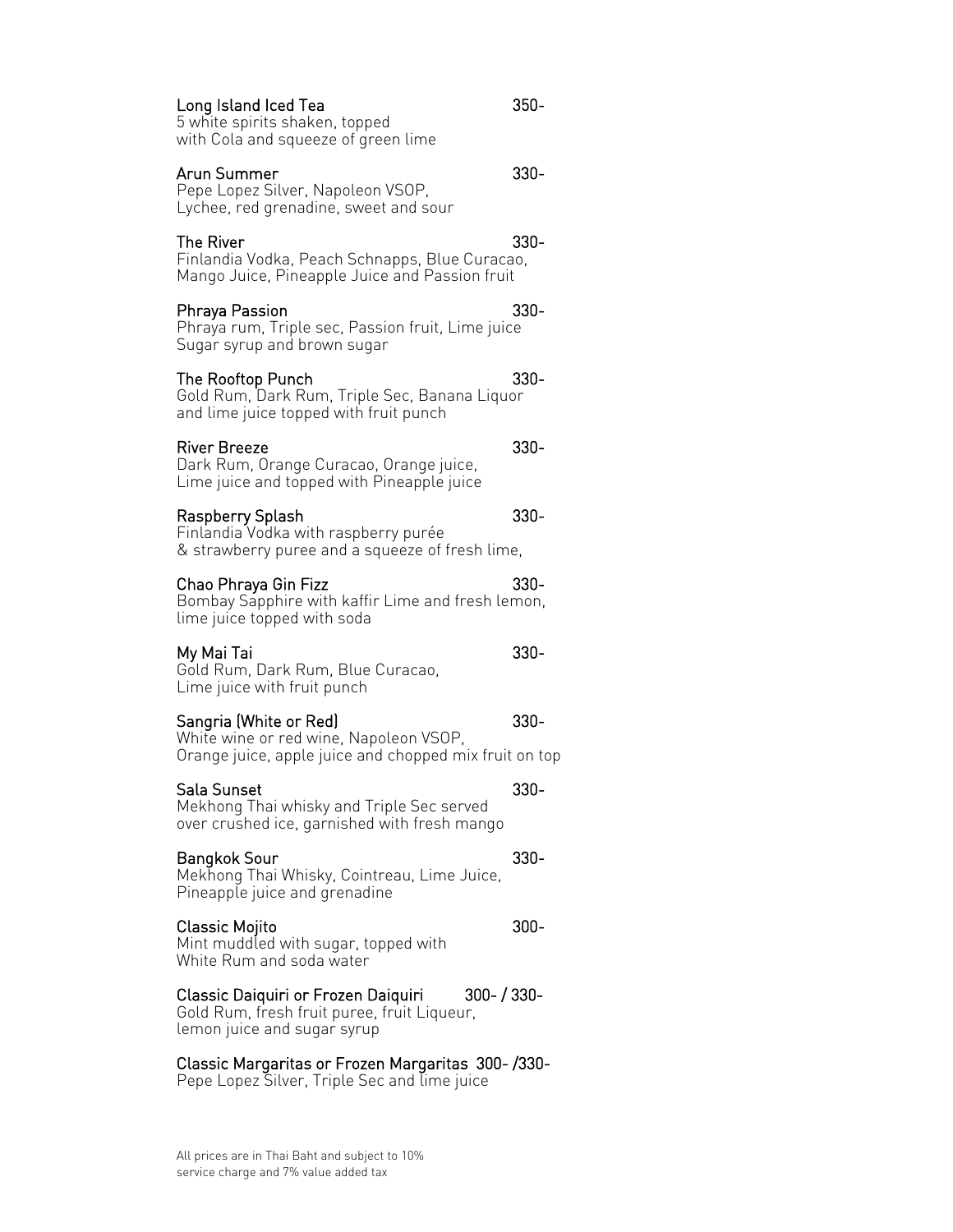**Long Island Iced Tea** 350-
5 white spirits shaken, topped
with Cola and squeeze of green lime

**Arun Summer** 330-
Pepe Lopez Silver, Napoleon VSOP,
Lychee, red grenadine, sweet and sour

**The River** 330-
Finlandia Vodka, Peach Schnapps, Blue Curacao,
Mango Juice, Pineapple Juice and Passion fruit

**Phraya Passion** 330-
Phraya rum, Triple sec, Passion fruit, Lime juice
Sugar syrup and brown sugar

**The Rooftop Punch** 330-
Gold Rum, Dark Rum, Triple Sec, Banana Liquor
and lime juice topped with fruit punch

**River Breeze** 330-
Dark Rum, Orange Curacao, Orange juice,
Lime juice and topped with Pineapple juice

**Raspberry Splash** 330-
Finlandia Vodka with raspberry purée
& strawberry puree and a squeeze of fresh lime,

**Chao Phraya Gin Fizz** 330-
Bombay Sapphire with kaffir Lime and fresh lemon,
lime juice topped with soda

**My Mai Tai** 330-
Gold Rum, Dark Rum, Blue Curacao,
Lime juice with fruit punch

**Sangria (White or Red)** 330-
White wine or red wine, Napoleon VSOP,
Orange juice, apple juice and chopped mix fruit on top

**Sala Sunset** 330-
Mekhong Thai whisky and Triple Sec served
over crushed ice, garnished with fresh mango

**Bangkok Sour** 330-
Mekhong Thai Whisky, Cointreau, Lime Juice,
Pineapple juice and grenadine

**Classic Mojito** 300-
Mint muddled with sugar, topped with
White Rum and soda water

**Classic Daiquiri or Frozen Daiquiri** 300- / 330-
Gold Rum, fresh fruit puree, fruit Liqueur,
lemon juice and sugar syrup

**Classic Margaritas or Frozen Margaritas** 300- /330-
Pepe Lopez Silver, Triple Sec and lime juice

All prices are in Thai Baht and subject to 10%
service charge and 7% value added tax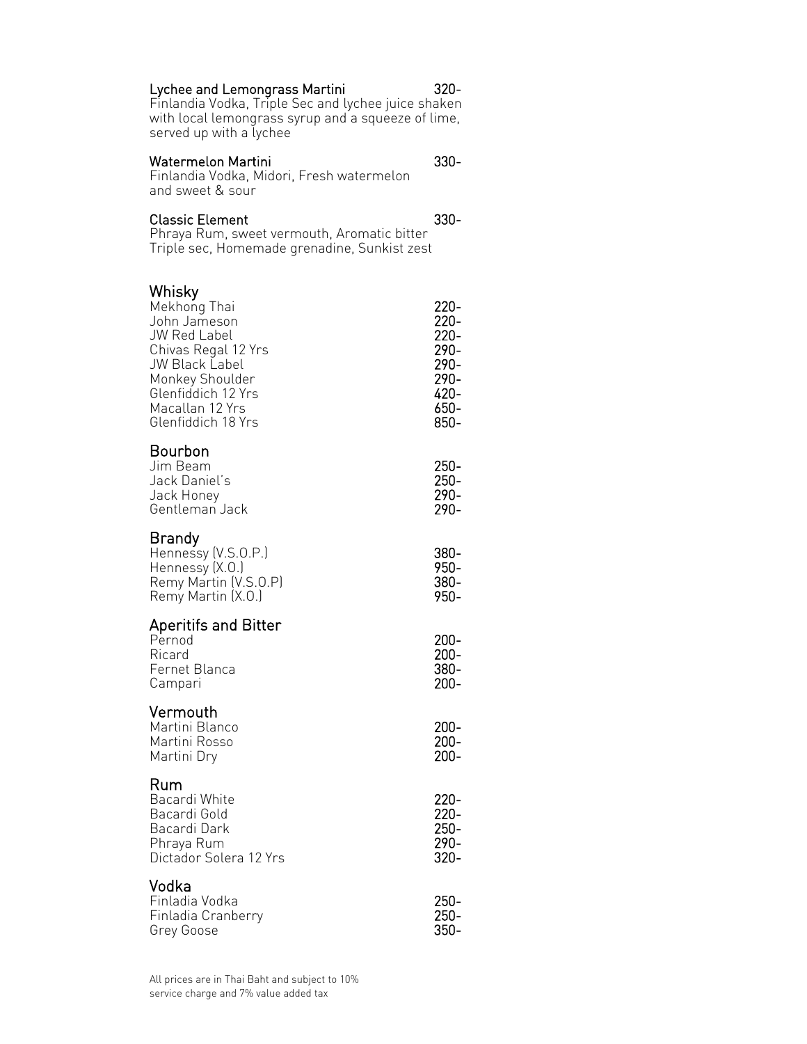**Lychee and Lemongrass Martini** 320-
Finlandia Vodka, Triple Sec and lychee juice shaken with local lemongrass syrup and a squeeze of lime, served up with a lychee

**Watermelon Martini** 330-
Finlandia Vodka, Midori, Fresh watermelon and sweet & sour

**Classic Element** 330-
Phraya Rum, sweet vermouth, Aromatic bitter Triple sec, Homemade grenadine, Sunkist zest

## Whisky

| | |
|---|---|
| Mekhong Thai | 220- |
| John Jameson | 220- |
| JW Red Label | 220- |
| Chivas Regal 12 Yrs | 290- |
| JW Black Label | 290- |
| Monkey Shoulder | 290- |
| Glenfiddich 12 Yrs | 420- |
| Macallan 12 Yrs | 650- |
| Glenfiddich 18 Yrs | 850- |

## Bourbon

| | |
|---|---|
| Jim Beam | 250- |
| Jack Daniel's | 250- |
| Jack Honey | 290- |
| Gentleman Jack | 290- |

## Brandy

| | |
|---|---|
| Hennessy (V.S.O.P.) | 380- |
| Hennessy (X.O.) | 950- |
| Remy Martin (V.S.O.P) | 380- |
| Remy Martin (X.O.) | 950- |

## Aperitifs and Bitter

| | |
|---|---|
| Pernod | 200- |
| Ricard | 200- |
| Fernet Blanca | 380- |
| Campari | 200- |

## Vermouth

| | |
|---|---|
| Martini Blanco | 200- |
| Martini Rosso | 200- |
| Martini Dry | 200- |

## Rum

| | |
|---|---|
| Bacardi White | 220- |
| Bacardi Gold | 220- |
| Bacardi Dark | 250- |
| Phraya Rum | 290- |
| Dictador Solera 12 Yrs | 320- |

## Vodka

| | |
|---|---|
| Finladia Vodka | 250- |
| Finladia Cranberry | 250- |
| Grey Goose | 350- |

All prices are in Thai Baht and subject to 10% service charge and 7% value added tax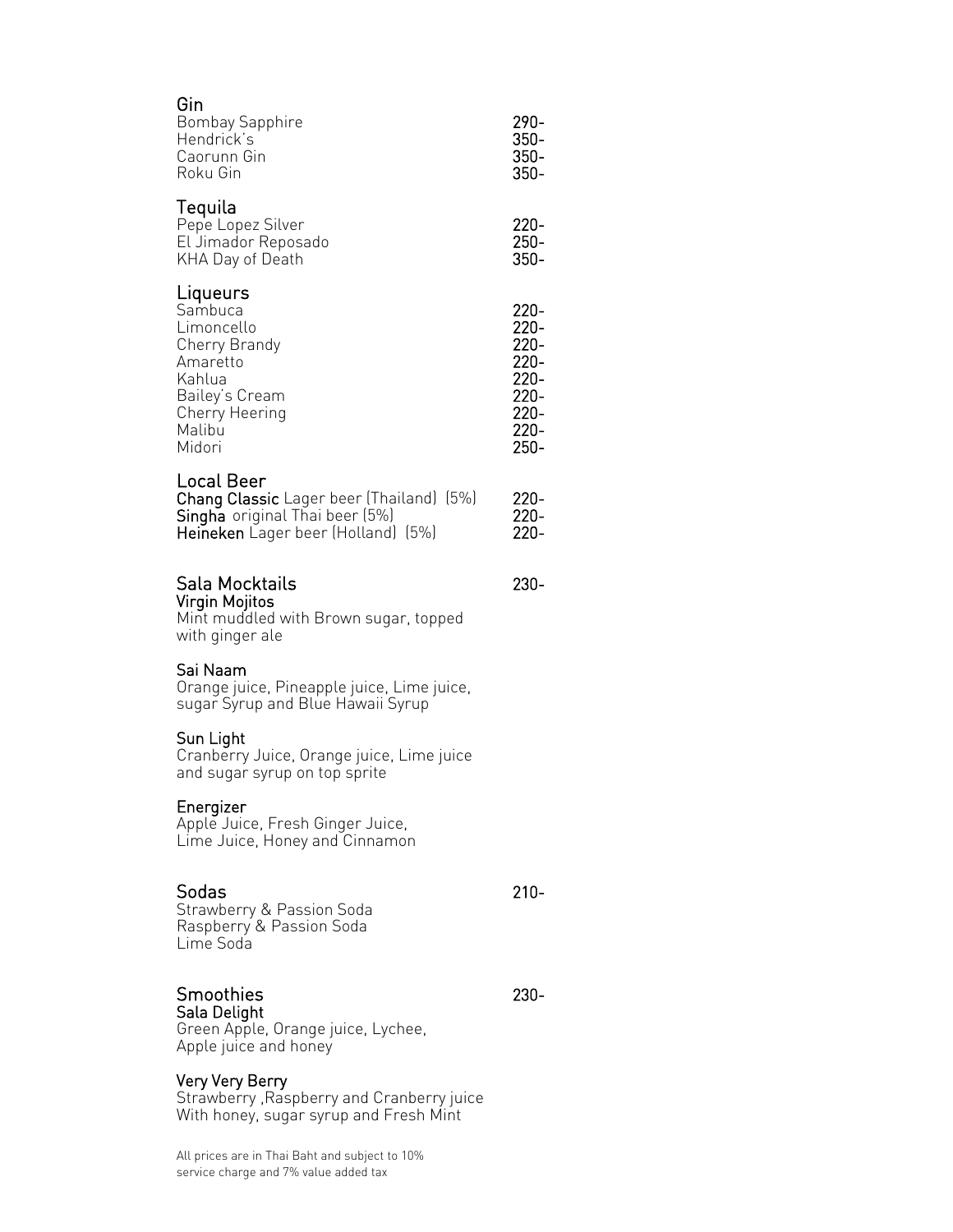## Gin

| | |
|---|---|
| Bombay Sapphire | 290- |
| Hendrick's | 350- |
| Caorunn Gin | 350- |
| Roku Gin | 350- |

## Tequila

| | |
|---|---|
| Pepe Lopez Silver | 220- |
| El Jimador Reposado | 250- |
| KHA Day of Death | 350- |

## Liqueurs

| | |
|---|---|
| Sambuca | 220- |
| Limoncello | 220- |
| Cherry Brandy | 220- |
| Amaretto | 220- |
| Kahlua | 220- |
| Bailey's Cream | 220- |
| Cherry Heering | 220- |
| Malibu | 220- |
| Midori | 250- |

## Local Beer

| | |
|---|---|
| **Chang Classic** Lager beer (Thailand) (5%) | 220- |
| **Singha** original Thai beer (5%) | 220- |
| **Heineken** Lager beer (Holland) (5%) | 220- |

## Sala Mocktails — 230-

**Virgin Mojitos**
Mint muddled with Brown sugar, topped with ginger ale

**Sai Naam**
Orange juice, Pineapple juice, Lime juice, sugar Syrup and Blue Hawaii Syrup

**Sun Light**
Cranberry Juice, Orange juice, Lime juice and sugar syrup on top sprite

**Energizer**
Apple Juice, Fresh Ginger Juice, Lime Juice, Honey and Cinnamon

## Sodas — 210-

Strawberry & Passion Soda
Raspberry & Passion Soda
Lime Soda

## Smoothies — 230-

**Sala Delight**
Green Apple, Orange juice, Lychee, Apple juice and honey

**Very Very Berry**
Strawberry ,Raspberry and Cranberry juice With honey, sugar syrup and Fresh Mint

All prices are in Thai Baht and subject to 10% service charge and 7% value added tax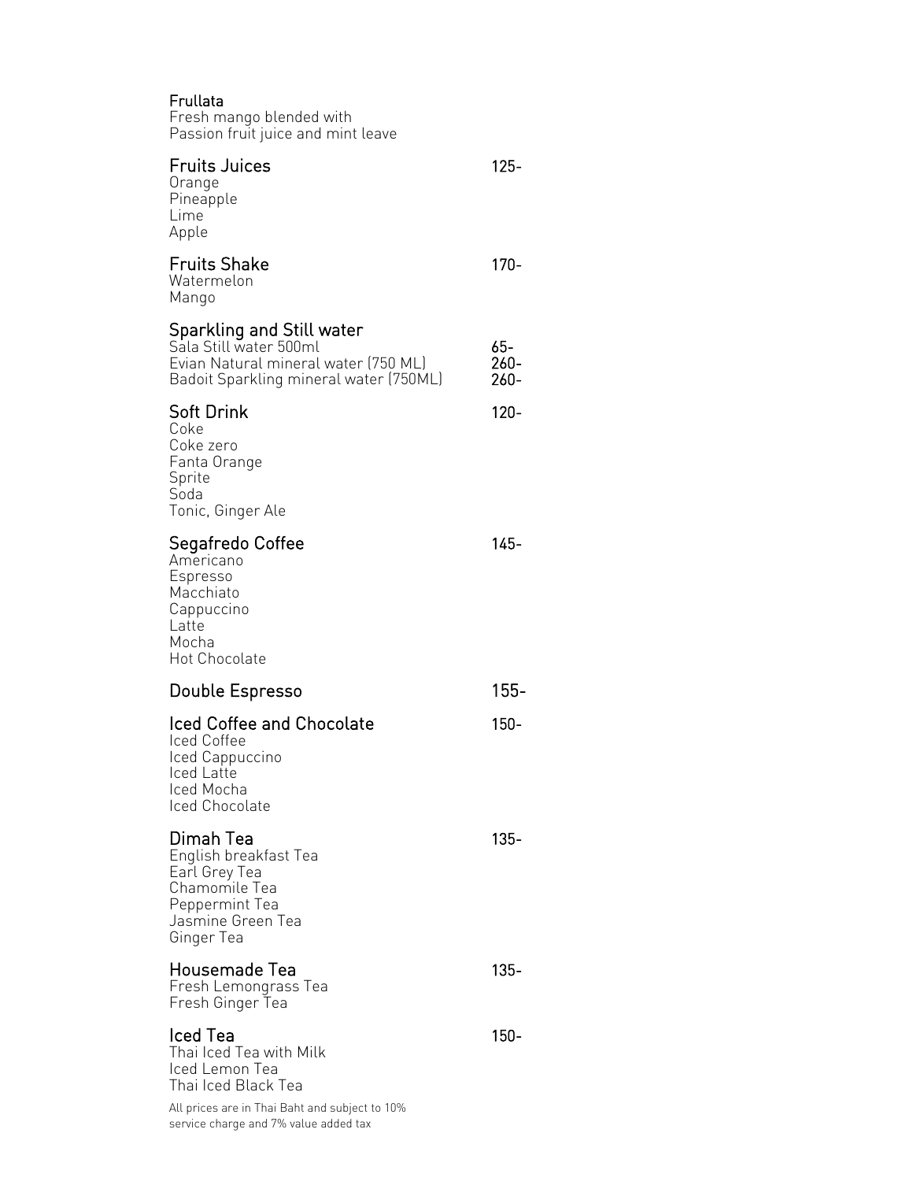**Frullata**
Fresh mango blended with
Passion fruit juice and mint leave

**Fruits Juices** 125-
Orange
Pineapple
Lime
Apple

**Fruits Shake** 170-
Watermelon
Mango

**Sparkling and Still water**
Sala Still water 500ml 65-
Evian Natural mineral water (750 ML) 260-
Badoit Sparkling mineral water (750ML) 260-

**Soft Drink** 120-
Coke
Coke zero
Fanta Orange
Sprite
Soda
Tonic, Ginger Ale

**Segafredo Coffee** 145-
Americano
Espresso
Macchiato
Cappuccino
Latte
Mocha
Hot Chocolate

**Double Espresso** 155-

**Iced Coffee and Chocolate** 150-
Iced Coffee
Iced Cappuccino
Iced Latte
Iced Mocha
Iced Chocolate

**Dimah Tea** 135-
English breakfast Tea
Earl Grey Tea
Chamomile Tea
Peppermint Tea
Jasmine Green Tea
Ginger Tea

**Housemade Tea** 135-
Fresh Lemongrass Tea
Fresh Ginger Tea

**Iced Tea** 150-
Thai Iced Tea with Milk
Iced Lemon Tea
Thai Iced Black Tea

All prices are in Thai Baht and subject to 10% service charge and 7% value added tax